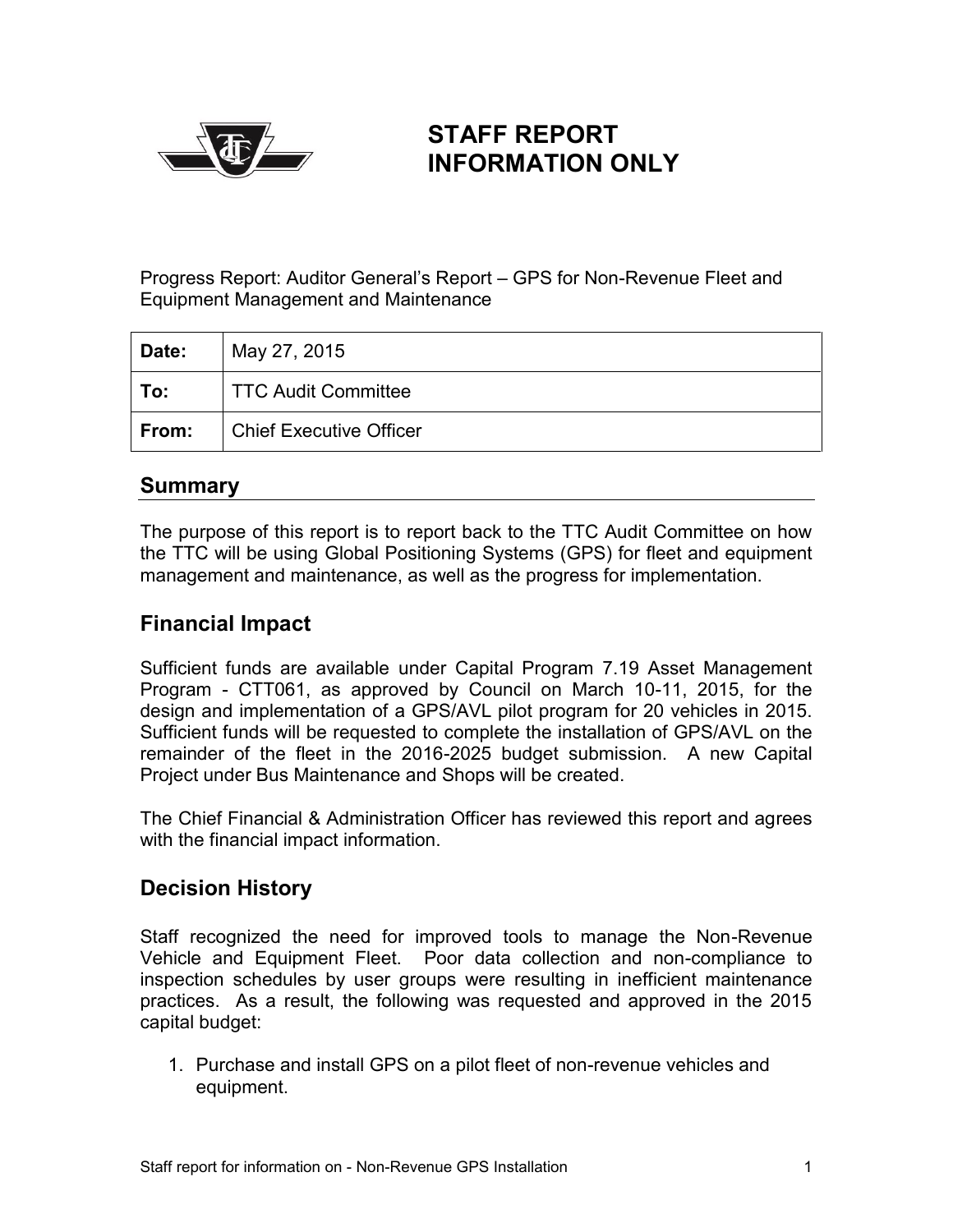# STAFF REPORT
# INFORMATION ONLY

Progress Report: Auditor General's Report – GPS for Non-Revenue Fleet and Equipment Management and Maintenance

| **Date:** | May 27, 2015 |
|---|---|
| **To:** | TTC Audit Committee |
| **From:** | Chief Executive Officer |

## Summary

The purpose of this report is to report back to the TTC Audit Committee on how the TTC will be using Global Positioning Systems (GPS) for fleet and equipment management and maintenance, as well as the progress for implementation.

## Financial Impact

Sufficient funds are available under Capital Program 7.19 Asset Management Program - CTT061, as approved by Council on March 10-11, 2015, for the design and implementation of a GPS/AVL pilot program for 20 vehicles in 2015. Sufficient funds will be requested to complete the installation of GPS/AVL on the remainder of the fleet in the 2016-2025 budget submission. A new Capital Project under Bus Maintenance and Shops will be created.

The Chief Financial & Administration Officer has reviewed this report and agrees with the financial impact information.

## Decision History

Staff recognized the need for improved tools to manage the Non-Revenue Vehicle and Equipment Fleet. Poor data collection and non-compliance to inspection schedules by user groups were resulting in inefficient maintenance practices. As a result, the following was requested and approved in the 2015 capital budget:

1. Purchase and install GPS on a pilot fleet of non-revenue vehicles and equipment.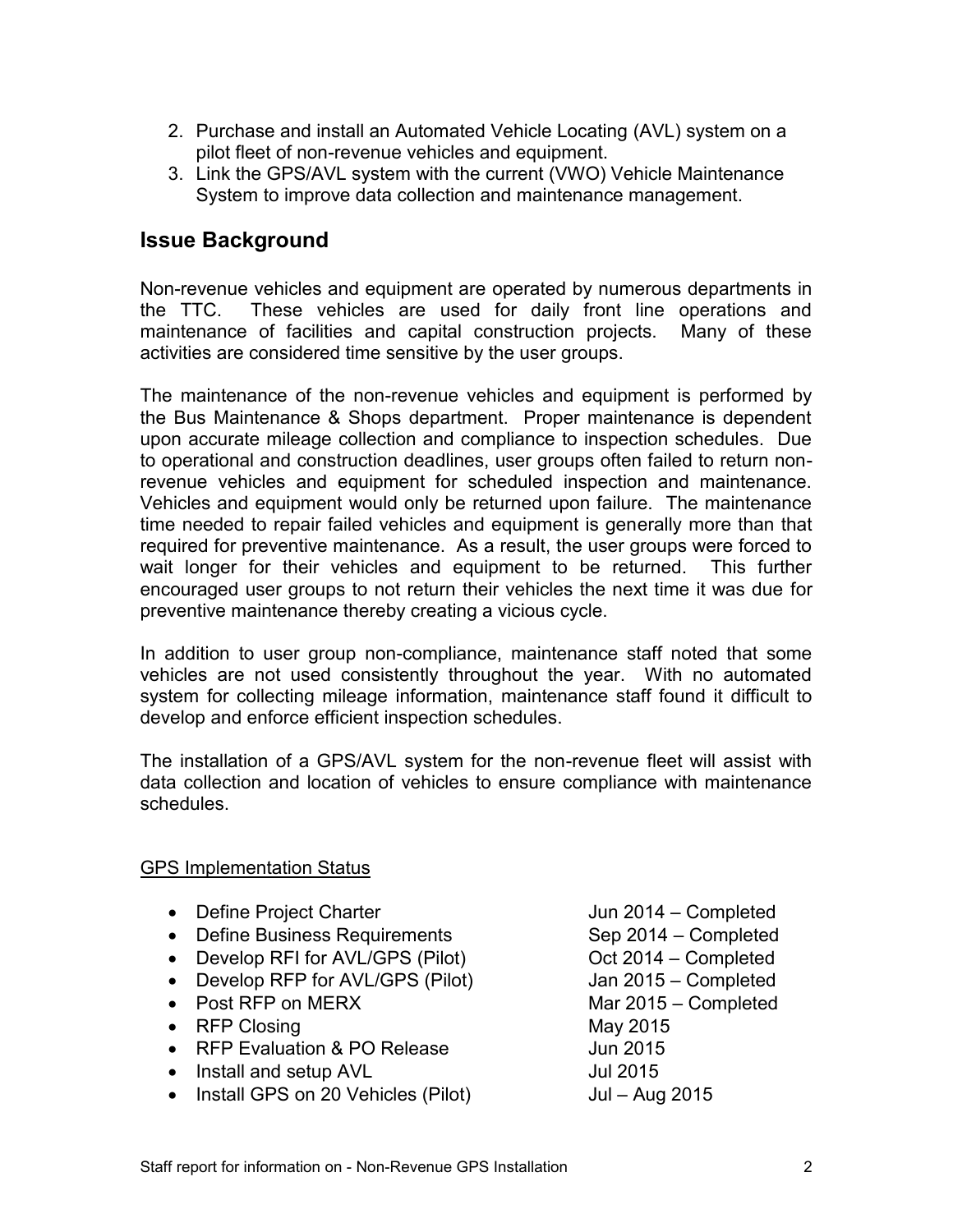2. Purchase and install an Automated Vehicle Locating (AVL) system on a pilot fleet of non-revenue vehicles and equipment.
3. Link the GPS/AVL system with the current (VWO) Vehicle Maintenance System to improve data collection and maintenance management.

## Issue Background

Non-revenue vehicles and equipment are operated by numerous departments in the TTC. These vehicles are used for daily front line operations and maintenance of facilities and capital construction projects. Many of these activities are considered time sensitive by the user groups.

The maintenance of the non-revenue vehicles and equipment is performed by the Bus Maintenance & Shops department. Proper maintenance is dependent upon accurate mileage collection and compliance to inspection schedules. Due to operational and construction deadlines, user groups often failed to return non-revenue vehicles and equipment for scheduled inspection and maintenance. Vehicles and equipment would only be returned upon failure. The maintenance time needed to repair failed vehicles and equipment is generally more than that required for preventive maintenance. As a result, the user groups were forced to wait longer for their vehicles and equipment to be returned. This further encouraged user groups to not return their vehicles the next time it was due for preventive maintenance thereby creating a vicious cycle.

In addition to user group non-compliance, maintenance staff noted that some vehicles are not used consistently throughout the year. With no automated system for collecting mileage information, maintenance staff found it difficult to develop and enforce efficient inspection schedules.

The installation of a GPS/AVL system for the non-revenue fleet will assist with data collection and location of vehicles to ensure compliance with maintenance schedules.

<u>GPS Implementation Status</u>

- Define Project Charter — Jun 2014 – Completed
- Define Business Requirements — Sep 2014 – Completed
- Develop RFI for AVL/GPS (Pilot) — Oct 2014 – Completed
- Develop RFP for AVL/GPS (Pilot) — Jan 2015 – Completed
- Post RFP on MERX — Mar 2015 – Completed
- RFP Closing — May 2015
- RFP Evaluation & PO Release — Jun 2015
- Install and setup AVL — Jul 2015
- Install GPS on 20 Vehicles (Pilot) — Jul – Aug 2015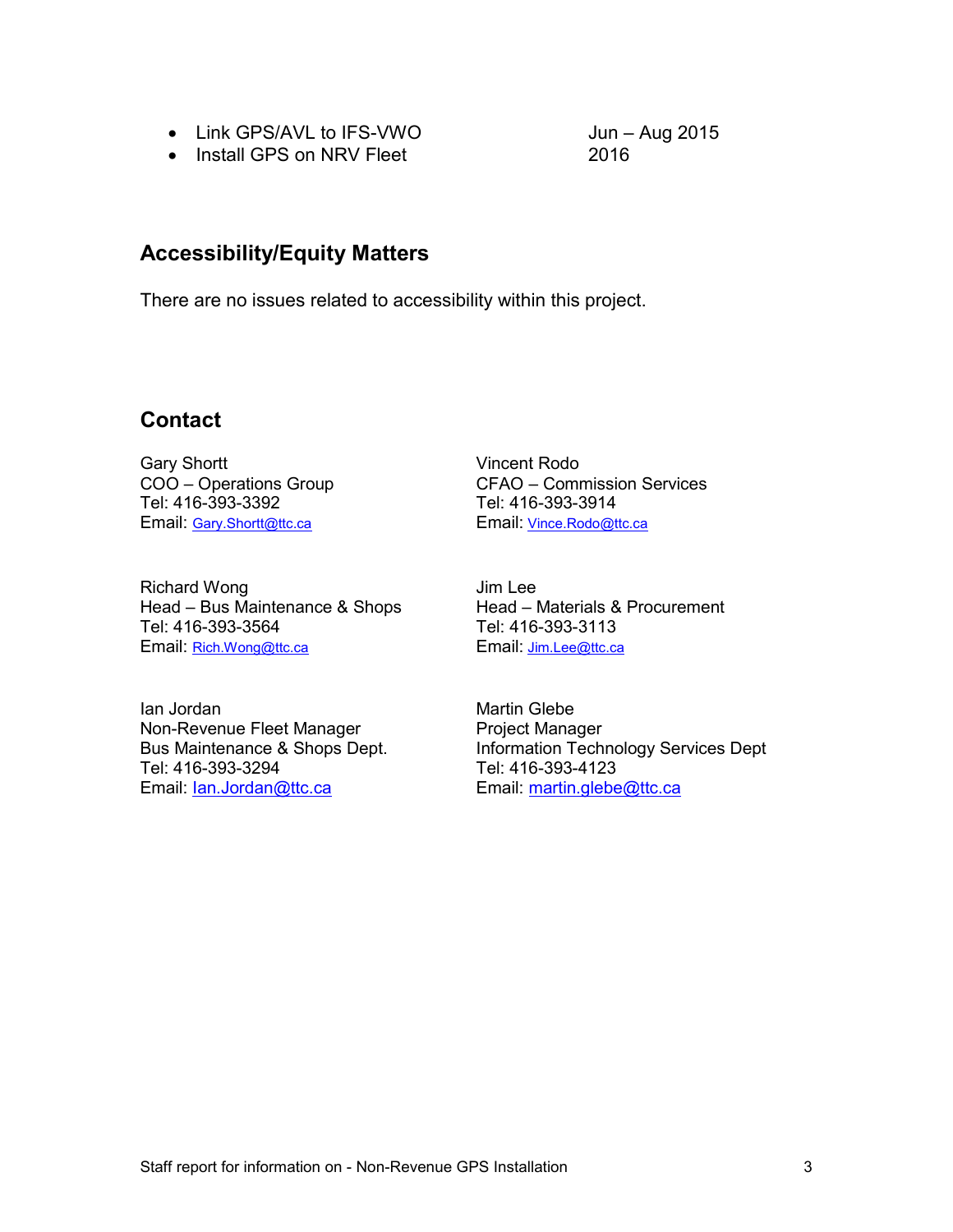- Link GPS/AVL to IFS-VWO  Jun – Aug 2015
- Install GPS on NRV Fleet  2016

## Accessibility/Equity Matters

There are no issues related to accessibility within this project.

## Contact

Gary Shortt
COO – Operations Group
Tel: 416-393-3392
Email: Gary.Shortt@ttc.ca

Vincent Rodo
CFAO – Commission Services
Tel: 416-393-3914
Email: Vince.Rodo@ttc.ca

Richard Wong
Head – Bus Maintenance & Shops
Tel: 416-393-3564
Email: Rich.Wong@ttc.ca

Jim Lee
Head – Materials & Procurement
Tel: 416-393-3113
Email: Jim.Lee@ttc.ca

Ian Jordan
Non-Revenue Fleet Manager
Bus Maintenance & Shops Dept.
Tel: 416-393-3294
Email: Ian.Jordan@ttc.ca

Martin Glebe
Project Manager
Information Technology Services Dept
Tel: 416-393-4123
Email: martin.glebe@ttc.ca